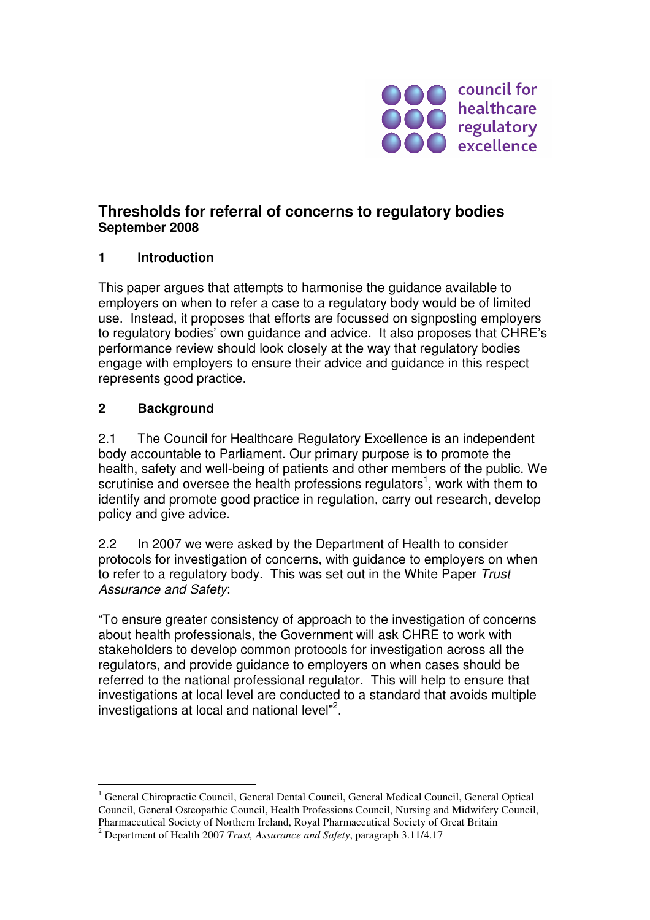council for healthcare regulatory excellence

# Thresholds for referral of concerns to regulatory bodies

**September 2008**

## 1 Introduction

This paper argues that attempts to harmonise the guidance available to employers on when to refer a case to a regulatory body would be of limited use. Instead, it proposes that efforts are focussed on signposting employers to regulatory bodies' own guidance and advice. It also proposes that CHRE's performance review should look closely at the way that regulatory bodies engage with employers to ensure their advice and guidance in this respect represents good practice.

## 2 Background

2.1 The Council for Healthcare Regulatory Excellence is an independent body accountable to Parliament. Our primary purpose is to promote the health, safety and well-being of patients and other members of the public. We scrutinise and oversee the health professions regulators[1], work with them to identify and promote good practice in regulation, carry out research, develop policy and give advice.

2.2 In 2007 we were asked by the Department of Health to consider protocols for investigation of concerns, with guidance to employers on when to refer to a regulatory body. This was set out in the White Paper *Trust Assurance and Safety*:

"To ensure greater consistency of approach to the investigation of concerns about health professionals, the Government will ask CHRE to work with stakeholders to develop common protocols for investigation across all the regulators, and provide guidance to employers on when cases should be referred to the national professional regulator. This will help to ensure that investigations at local level are conducted to a standard that avoids multiple investigations at local and national level"[2].

---

[1] General Chiropractic Council, General Dental Council, General Medical Council, General Optical Council, General Osteopathic Council, Health Professions Council, Nursing and Midwifery Council, Pharmaceutical Society of Northern Ireland, Royal Pharmaceutical Society of Great Britain

[2] Department of Health 2007 *Trust, Assurance and Safety*, paragraph 3.11/4.17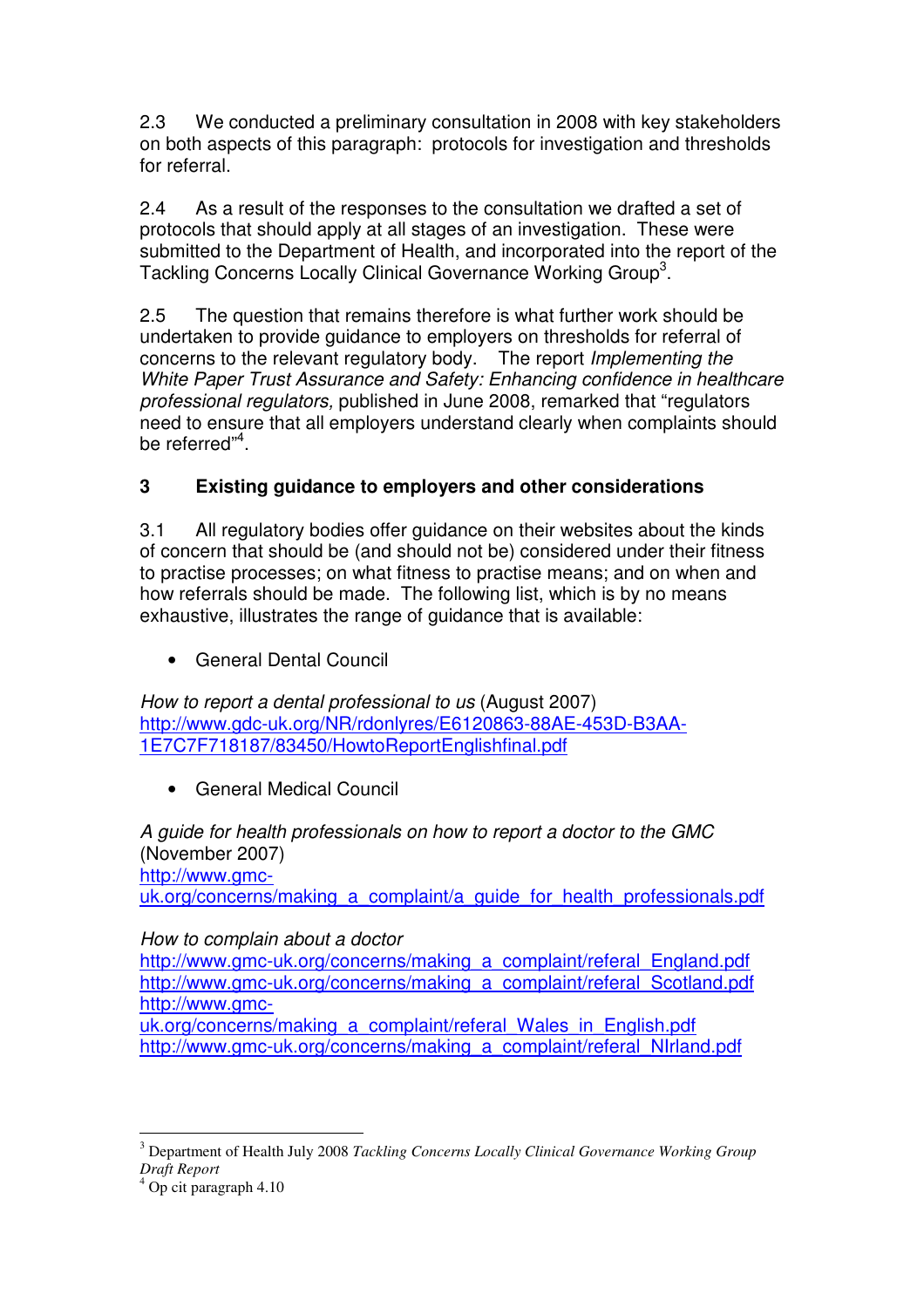2.3 We conducted a preliminary consultation in 2008 with key stakeholders on both aspects of this paragraph: protocols for investigation and thresholds for referral.

2.4 As a result of the responses to the consultation we drafted a set of protocols that should apply at all stages of an investigation. These were submitted to the Department of Health, and incorporated into the report of the Tackling Concerns Locally Clinical Governance Working Group[3].

2.5 The question that remains therefore is what further work should be undertaken to provide guidance to employers on thresholds for referral of concerns to the relevant regulatory body. The report *Implementing the White Paper Trust Assurance and Safety: Enhancing confidence in healthcare professional regulators,* published in June 2008, remarked that "regulators need to ensure that all employers understand clearly when complaints should be referred"[4].

## 3 Existing guidance to employers and other considerations

3.1 All regulatory bodies offer guidance on their websites about the kinds of concern that should be (and should not be) considered under their fitness to practise processes; on what fitness to practise means; and on when and how referrals should be made. The following list, which is by no means exhaustive, illustrates the range of guidance that is available:

- General Dental Council

*How to report a dental professional to us* (August 2007)
http://www.gdc-uk.org/NR/rdonlyres/E6120863-88AE-453D-B3AA-1E7C7F718187/83450/HowtoReportEnglishfinal.pdf

- General Medical Council

*A guide for health professionals on how to report a doctor to the GMC* (November 2007)
http://www.gmc-uk.org/concerns/making_a_complaint/a_guide_for_health_professionals.pdf

*How to complain about a doctor*
http://www.gmc-uk.org/concerns/making_a_complaint/referal_England.pdf
http://www.gmc-uk.org/concerns/making_a_complaint/referal_Scotland.pdf
http://www.gmc-uk.org/concerns/making_a_complaint/referal_Wales_in_English.pdf
http://www.gmc-uk.org/concerns/making_a_complaint/referal_NIrland.pdf

---

[3] Department of Health July 2008 *Tackling Concerns Locally Clinical Governance Working Group Draft Report*

[4] Op cit paragraph 4.10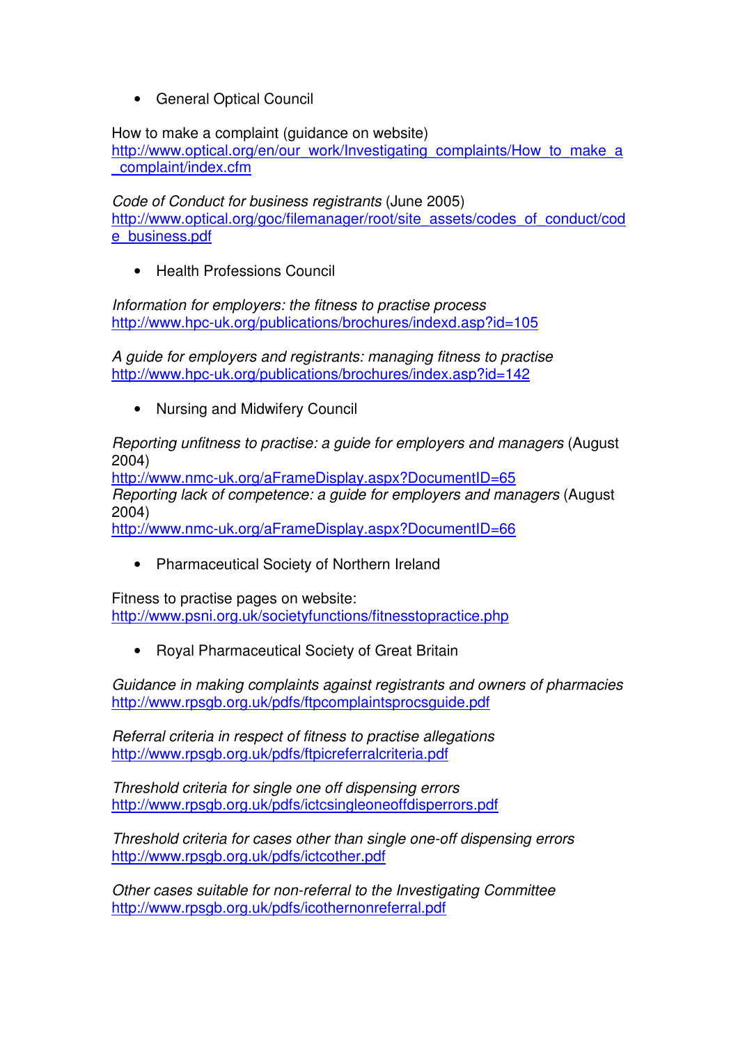- General Optical Council

How to make a complaint (guidance on website)
http://www.optical.org/en/our_work/Investigating_complaints/How_to_make_a_complaint/index.cfm

*Code of Conduct for business registrants* (June 2005)
http://www.optical.org/goc/filemanager/root/site_assets/codes_of_conduct/code_business.pdf

- Health Professions Council

*Information for employers: the fitness to practise process*
http://www.hpc-uk.org/publications/brochures/indexd.asp?id=105

*A guide for employers and registrants: managing fitness to practise*
http://www.hpc-uk.org/publications/brochures/index.asp?id=142

- Nursing and Midwifery Council

*Reporting unfitness to practise: a guide for employers and managers* (August 2004)
http://www.nmc-uk.org/aFrameDisplay.aspx?DocumentID=65
*Reporting lack of competence: a guide for employers and managers* (August 2004)
http://www.nmc-uk.org/aFrameDisplay.aspx?DocumentID=66

- Pharmaceutical Society of Northern Ireland

Fitness to practise pages on website:
http://www.psni.org.uk/societyfunctions/fitnesstopractice.php

- Royal Pharmaceutical Society of Great Britain

*Guidance in making complaints against registrants and owners of pharmacies*
http://www.rpsgb.org.uk/pdfs/ftpcomplaintsprocsguide.pdf

*Referral criteria in respect of fitness to practise allegations*
http://www.rpsgb.org.uk/pdfs/ftpicreferralcriteria.pdf

*Threshold criteria for single one off dispensing errors*
http://www.rpsgb.org.uk/pdfs/ictcsingleoneoffdisperrors.pdf

*Threshold criteria for cases other than single one-off dispensing errors*
http://www.rpsgb.org.uk/pdfs/ictcother.pdf

*Other cases suitable for non-referral to the Investigating Committee*
http://www.rpsgb.org.uk/pdfs/icothernonreferral.pdf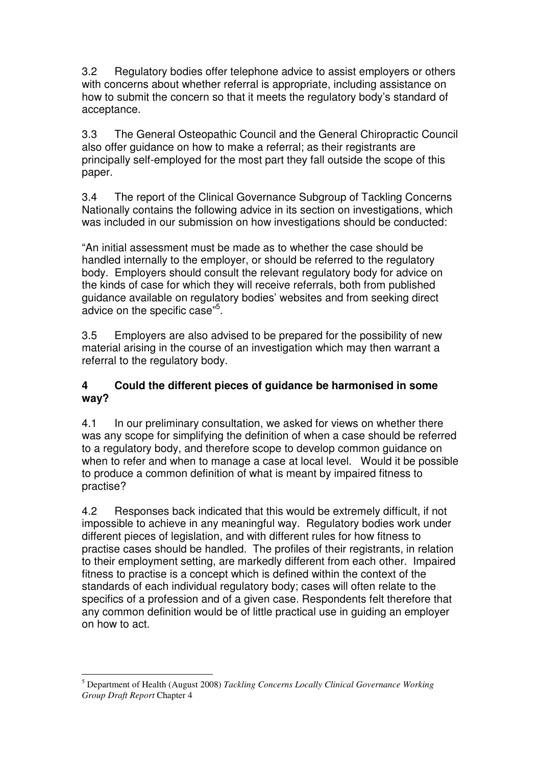3.2 Regulatory bodies offer telephone advice to assist employers or others with concerns about whether referral is appropriate, including assistance on how to submit the concern so that it meets the regulatory body's standard of acceptance.

3.3 The General Osteopathic Council and the General Chiropractic Council also offer guidance on how to make a referral; as their registrants are principally self-employed for the most part they fall outside the scope of this paper.

3.4 The report of the Clinical Governance Subgroup of Tackling Concerns Nationally contains the following advice in its section on investigations, which was included in our submission on how investigations should be conducted:

"An initial assessment must be made as to whether the case should be handled internally to the employer, or should be referred to the regulatory body. Employers should consult the relevant regulatory body for advice on the kinds of case for which they will receive referrals, both from published guidance available on regulatory bodies' websites and from seeking direct advice on the specific case"[5].

3.5 Employers are also advised to be prepared for the possibility of new material arising in the course of an investigation which may then warrant a referral to the regulatory body.

## 4 Could the different pieces of guidance be harmonised in some way?

4.1 In our preliminary consultation, we asked for views on whether there was any scope for simplifying the definition of when a case should be referred to a regulatory body, and therefore scope to develop common guidance on when to refer and when to manage a case at local level. Would it be possible to produce a common definition of what is meant by impaired fitness to practise?

4.2 Responses back indicated that this would be extremely difficult, if not impossible to achieve in any meaningful way. Regulatory bodies work under different pieces of legislation, and with different rules for how fitness to practise cases should be handled. The profiles of their registrants, in relation to their employment setting, are markedly different from each other. Impaired fitness to practise is a concept which is defined within the context of the standards of each individual regulatory body; cases will often relate to the specifics of a profession and of a given case. Respondents felt therefore that any common definition would be of little practical use in guiding an employer on how to act.

---

[5] Department of Health (August 2008) *Tackling Concerns Locally Clinical Governance Working Group Draft Report* Chapter 4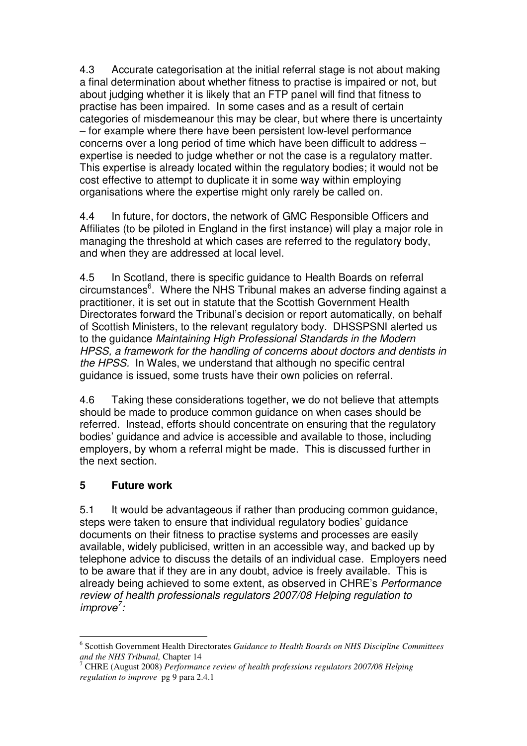4.3 Accurate categorisation at the initial referral stage is not about making a final determination about whether fitness to practise is impaired or not, but about judging whether it is likely that an FTP panel will find that fitness to practise has been impaired. In some cases and as a result of certain categories of misdemeanour this may be clear, but where there is uncertainty – for example where there have been persistent low-level performance concerns over a long period of time which have been difficult to address – expertise is needed to judge whether or not the case is a regulatory matter. This expertise is already located within the regulatory bodies; it would not be cost effective to attempt to duplicate it in some way within employing organisations where the expertise might only rarely be called on.

4.4 In future, for doctors, the network of GMC Responsible Officers and Affiliates (to be piloted in England in the first instance) will play a major role in managing the threshold at which cases are referred to the regulatory body, and when they are addressed at local level.

4.5 In Scotland, there is specific guidance to Health Boards on referral circumstances[6]. Where the NHS Tribunal makes an adverse finding against a practitioner, it is set out in statute that the Scottish Government Health Directorates forward the Tribunal's decision or report automatically, on behalf of Scottish Ministers, to the relevant regulatory body. DHSSPSNI alerted us to the guidance *Maintaining High Professional Standards in the Modern HPSS, a framework for the handling of concerns about doctors and dentists in the HPSS.* In Wales, we understand that although no specific central guidance is issued, some trusts have their own policies on referral.

4.6 Taking these considerations together, we do not believe that attempts should be made to produce common guidance on when cases should be referred. Instead, efforts should concentrate on ensuring that the regulatory bodies' guidance and advice is accessible and available to those, including employers, by whom a referral might be made. This is discussed further in the next section.

## 5 Future work

5.1 It would be advantageous if rather than producing common guidance, steps were taken to ensure that individual regulatory bodies' guidance documents on their fitness to practise systems and processes are easily available, widely publicised, written in an accessible way, and backed up by telephone advice to discuss the details of an individual case. Employers need to be aware that if they are in any doubt, advice is freely available. This is already being achieved to some extent, as observed in CHRE's *Performance review of health professionals regulators 2007/08 Helping regulation to improve*[7]*:*

---

[6] Scottish Government Health Directorates *Guidance to Health Boards on NHS Discipline Committees and the NHS Tribunal,* Chapter 14

[7] CHRE (August 2008) *Performance review of health professions regulators 2007/08 Helping regulation to improve* pg 9 para 2.4.1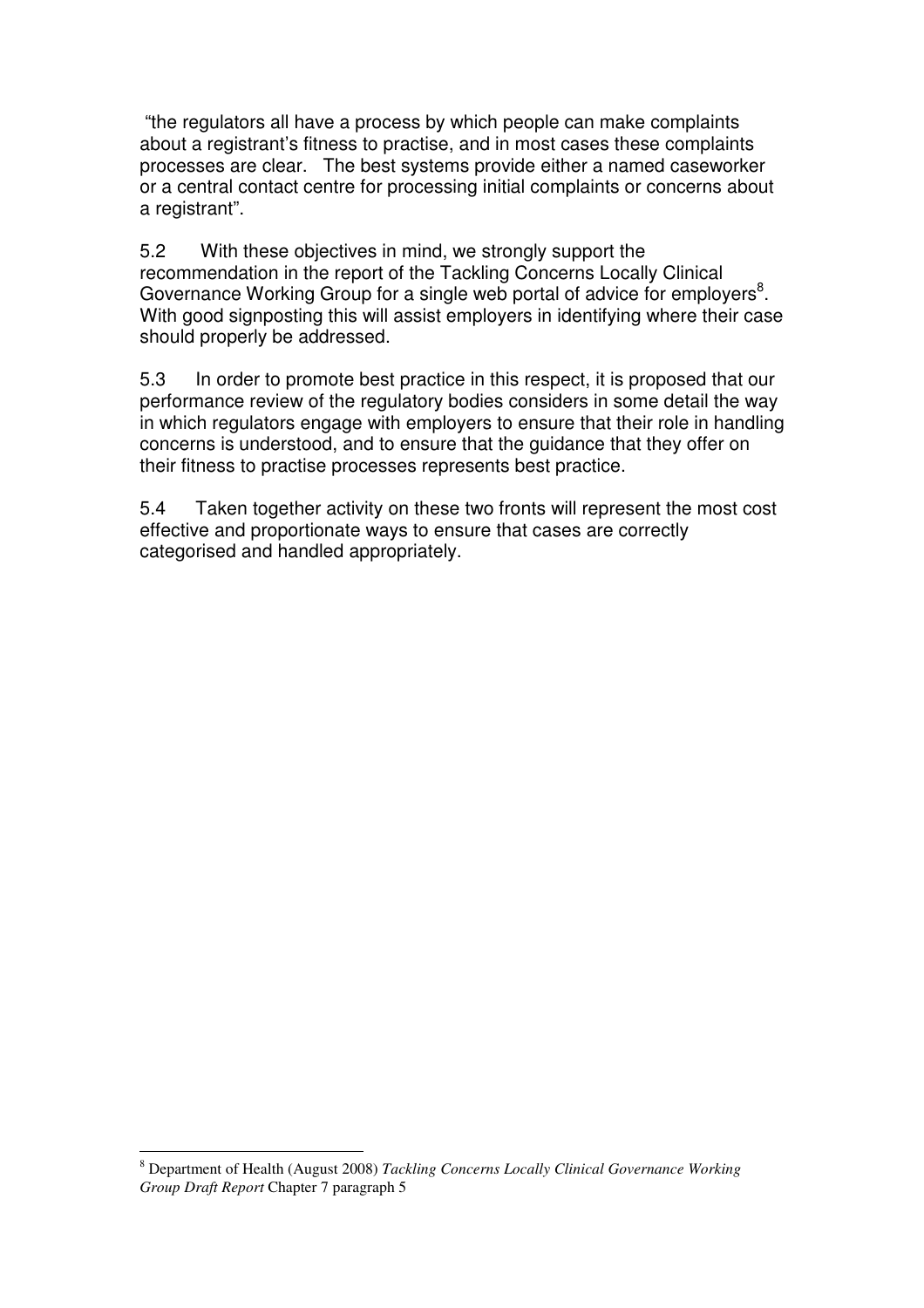"the regulators all have a process by which people can make complaints about a registrant's fitness to practise, and in most cases these complaints processes are clear. The best systems provide either a named caseworker or a central contact centre for processing initial complaints or concerns about a registrant".

5.2 With these objectives in mind, we strongly support the recommendation in the report of the Tackling Concerns Locally Clinical Governance Working Group for a single web portal of advice for employers[8]. With good signposting this will assist employers in identifying where their case should properly be addressed.

5.3 In order to promote best practice in this respect, it is proposed that our performance review of the regulatory bodies considers in some detail the way in which regulators engage with employers to ensure that their role in handling concerns is understood, and to ensure that the guidance that they offer on their fitness to practise processes represents best practice.

5.4 Taken together activity on these two fronts will represent the most cost effective and proportionate ways to ensure that cases are correctly categorised and handled appropriately.

---

[8] Department of Health (August 2008) *Tackling Concerns Locally Clinical Governance Working Group Draft Report* Chapter 7 paragraph 5